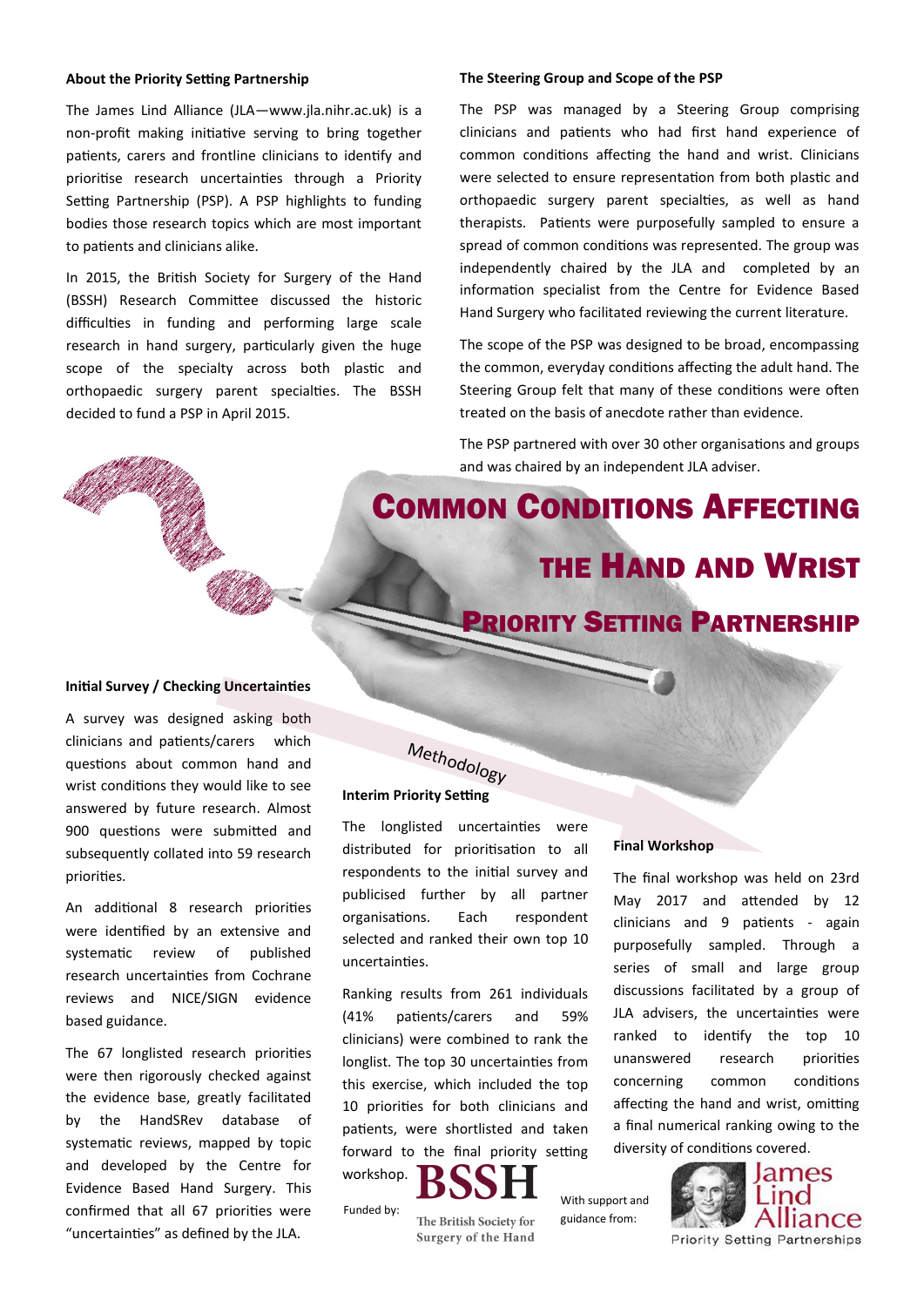# Common Conditions Affecting the Hand and Wrist

## Priority Setting Partnership

### About the Priority Setting Partnership

The James Lind Alliance (JLA—www.jla.nihr.ac.uk) is a non-profit making initiative serving to bring together patients, carers and frontline clinicians to identify and prioritise research uncertainties through a Priority Setting Partnership (PSP). A PSP highlights to funding bodies those research topics which are most important to patients and clinicians alike.

In 2015, the British Society for Surgery of the Hand (BSSH) Research Committee discussed the historic difficulties in funding and performing large scale research in hand surgery, particularly given the huge scope of the specialty across both plastic and orthopaedic surgery parent specialties. The BSSH decided to fund a PSP in April 2015.

### The Steering Group and Scope of the PSP

The PSP was managed by a Steering Group comprising clinicians and patients who had first hand experience of common conditions affecting the hand and wrist. Clinicians were selected to ensure representation from both plastic and orthopaedic surgery parent specialties, as well as hand therapists. Patients were purposefully sampled to ensure a spread of common conditions was represented. The group was independently chaired by the JLA and completed by an information specialist from the Centre for Evidence Based Hand Surgery who facilitated reviewing the current literature.

The scope of the PSP was designed to be broad, encompassing the common, everyday conditions affecting the adult hand. The Steering Group felt that many of these conditions were often treated on the basis of anecdote rather than evidence.

The PSP partnered with over 30 other organisations and groups and was chaired by an independent JLA adviser.

## Methodology

### Initial Survey / Checking Uncertainties

A survey was designed asking both clinicians and patients/carers which questions about common hand and wrist conditions they would like to see answered by future research. Almost 900 questions were submitted and subsequently collated into 59 research priorities.

An additional 8 research priorities were identified by an extensive and systematic review of published research uncertainties from Cochrane reviews and NICE/SIGN evidence based guidance.

The 67 longlisted research priorities were then rigorously checked against the evidence base, greatly facilitated by the HandSRev database of systematic reviews, mapped by topic and developed by the Centre for Evidence Based Hand Surgery. This confirmed that all 67 priorities were "uncertainties" as defined by the JLA.

### Interim Priority Setting

The longlisted uncertainties were distributed for prioritisation to all respondents to the initial survey and publicised further by all partner organisations. Each respondent selected and ranked their own top 10 uncertainties.

Ranking results from 261 individuals (41% patients/carers and 59% clinicians) were combined to rank the longlist. The top 30 uncertainties from this exercise, which included the top 10 priorities for both clinicians and patients, were shortlisted and taken forward to the final priority setting workshop.

### Final Workshop

The final workshop was held on 23rd May 2017 and attended by 12 clinicians and 9 patients - again purposefully sampled. Through a series of small and large group discussions facilitated by a group of JLA advisers, the uncertainties were ranked to identify the top 10 unanswered research priorities concerning common conditions affecting the hand and wrist, omitting a final numerical ranking owing to the diversity of conditions covered.

Funded by: BSSH The British Society for Surgery of the Hand

With support and guidance from: James Lind Alliance Priority Setting Partnerships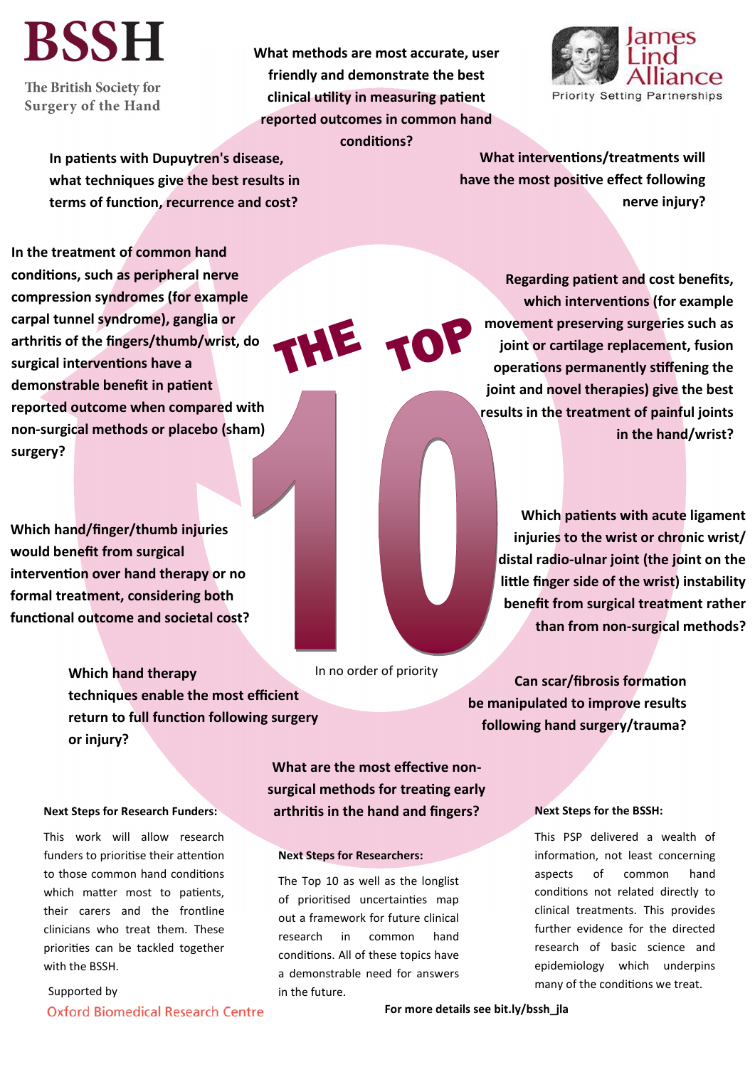# BSSH

The British Society for Surgery of the Hand

James Lind Alliance

Priority Setting Partnerships

# THE TOP 10

In no order of priority

What methods are most accurate, user friendly and demonstrate the best clinical utility in measuring patient reported outcomes in common hand conditions?

What interventions/treatments will have the most positive effect following nerve injury?

Regarding patient and cost benefits, which interventions (for example movement preserving surgeries such as joint or cartilage replacement, fusion operations permanently stiffening the joint and novel therapies) give the best results in the treatment of painful joints in the hand/wrist?

Which patients with acute ligament injuries to the wrist or chronic wrist/distal radio-ulnar joint (the joint on the little finger side of the wrist) instability benefit from surgical treatment rather than from non-surgical methods?

Can scar/fibrosis formation be manipulated to improve results following hand surgery/trauma?

What are the most effective non-surgical methods for treating early arthritis in the hand and fingers?

Which hand therapy techniques enable the most efficient return to full function following surgery or injury?

Which hand/finger/thumb injuries would benefit from surgical intervention over hand therapy or no formal treatment, considering both functional outcome and societal cost?

In the treatment of common hand conditions, such as peripheral nerve compression syndromes (for example carpal tunnel syndrome), ganglia or arthritis of the fingers/thumb/wrist, do surgical interventions have a demonstrable benefit in patient reported outcome when compared with non-surgical methods or placebo (sham) surgery?

In patients with Dupuytren's disease, what techniques give the best results in terms of function, recurrence and cost?

**Next Steps for Research Funders:**

This work will allow research funders to prioritise their attention to those common hand conditions which matter most to patients, their carers and the frontline clinicians who treat them. These priorities can be tackled together with the BSSH.

Supported by

Oxford Biomedical Research Centre

**Next Steps for Researchers:**

The Top 10 as well as the longlist of prioritised uncertainties map out a framework for future clinical research in common hand conditions. All of these topics have a demonstrable need for answers in the future.

**Next Steps for the BSSH:**

This PSP delivered a wealth of information, not least concerning aspects of common hand conditions not related directly to clinical treatments. This provides further evidence for the directed research of basic science and epidemiology which underpins many of the conditions we treat.

**For more details see bit.ly/bssh_jla**